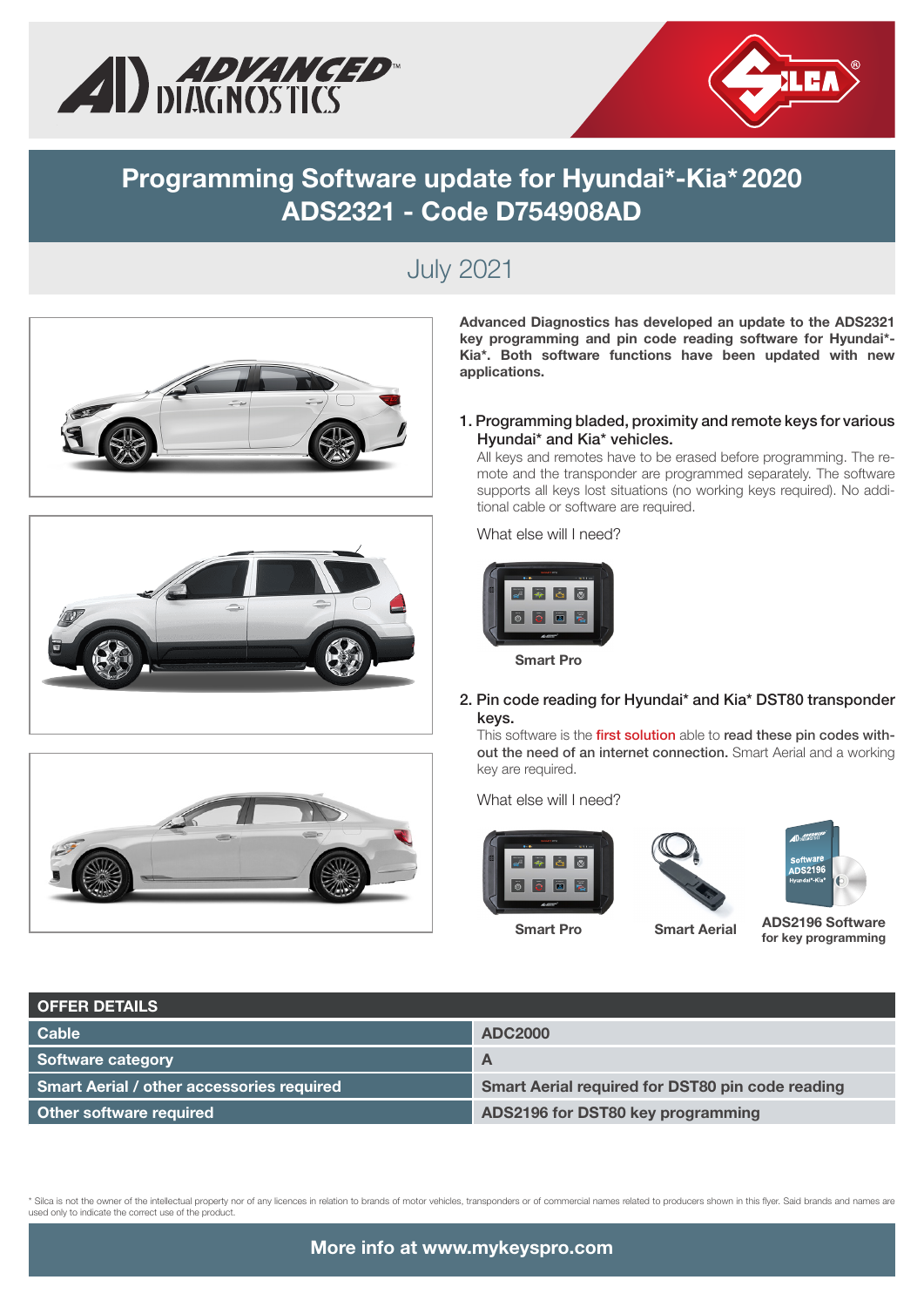# Programming Software update for Hyundai*-Kia* 2020 ADS2321 - Code D754908AD

## July 2021

**Advanced Diagnostics has developed an update to the ADS2321 key programming and pin code reading software for Hyundai*-Kia*. Both software functions have been updated with new applications.**

1. Programming bladed, proximity and remote keys for various Hyundai* and Kia* vehicles.

   All keys and remotes have to be erased before programming. The remote and the transponder are programmed separately. The software supports all keys lost situations (no working keys required). No additional cable or software are required.

   What else will I need?

   **Smart Pro**

2. Pin code reading for Hyundai* and Kia* DST80 transponder keys.

   This software is the first solution able to **read these pin codes without the need of an internet connection.** Smart Aerial and a working key are required.

   What else will I need?

   **Smart Pro**

   **Smart Aerial**

   **ADS2196 Software for key programming**

| OFFER DETAILS | |
|---|---|
| Cable | ADC2000 |
| Software category | A |
| Smart Aerial / other accessories required | Smart Aerial required for DST80 pin code reading |
| Other software required | ADS2196 for DST80 key programming |

\* Silca is not the owner of the intellectual property nor of any licences in relation to brands of motor vehicles, transponders or of commercial names related to producers shown in this flyer. Said brands and names are used only to indicate the correct use of the product.

**More info at www.mykeyspro.com**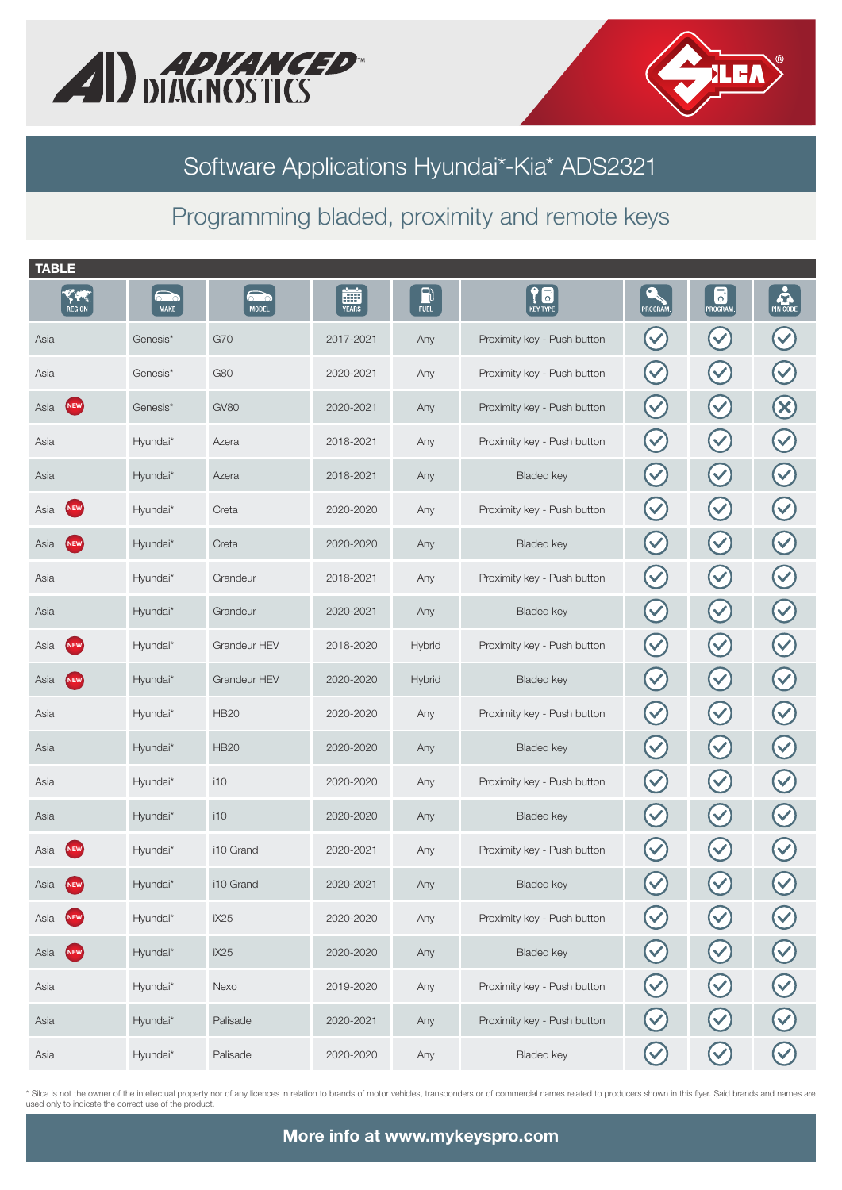# Software Applications Hyundai*-Kia* ADS2321

## Programming bladed, proximity and remote keys

**TABLE**

| REGION | MAKE | MODEL | YEARS | FUEL | KEY TYPE | PROGRAM. | PROGRAM. | PIN CODE |
|---|---|---|---|---|---|---|---|---|
| Asia | Genesis* | G70 | 2017-2021 | Any | Proximity key - Push button | ✓ | ✓ | ✓ |
| Asia | Genesis* | G80 | 2020-2021 | Any | Proximity key - Push button | ✓ | ✓ | ✓ |
| Asia NEW | Genesis* | GV80 | 2020-2021 | Any | Proximity key - Push button | ✓ | ✓ | ✗ |
| Asia | Hyundai* | Azera | 2018-2021 | Any | Proximity key - Push button | ✓ | ✓ | ✓ |
| Asia | Hyundai* | Azera | 2018-2021 | Any | Bladed key | ✓ | ✓ | ✓ |
| Asia NEW | Hyundai* | Creta | 2020-2020 | Any | Proximity key - Push button | ✓ | ✓ | ✓ |
| Asia NEW | Hyundai* | Creta | 2020-2020 | Any | Bladed key | ✓ | ✓ | ✓ |
| Asia | Hyundai* | Grandeur | 2018-2021 | Any | Proximity key - Push button | ✓ | ✓ | ✓ |
| Asia | Hyundai* | Grandeur | 2020-2021 | Any | Bladed key | ✓ | ✓ | ✓ |
| Asia NEW | Hyundai* | Grandeur HEV | 2018-2020 | Hybrid | Proximity key - Push button | ✓ | ✓ | ✓ |
| Asia NEW | Hyundai* | Grandeur HEV | 2020-2020 | Hybrid | Bladed key | ✓ | ✓ | ✓ |
| Asia | Hyundai* | HB20 | 2020-2020 | Any | Proximity key - Push button | ✓ | ✓ | ✓ |
| Asia | Hyundai* | HB20 | 2020-2020 | Any | Bladed key | ✓ | ✓ | ✓ |
| Asia | Hyundai* | i10 | 2020-2020 | Any | Proximity key - Push button | ✓ | ✓ | ✓ |
| Asia | Hyundai* | i10 | 2020-2020 | Any | Bladed key | ✓ | ✓ | ✓ |
| Asia NEW | Hyundai* | i10 Grand | 2020-2021 | Any | Proximity key - Push button | ✓ | ✓ | ✓ |
| Asia NEW | Hyundai* | i10 Grand | 2020-2021 | Any | Bladed key | ✓ | ✓ | ✓ |
| Asia NEW | Hyundai* | iX25 | 2020-2020 | Any | Proximity key - Push button | ✓ | ✓ | ✓ |
| Asia NEW | Hyundai* | iX25 | 2020-2020 | Any | Bladed key | ✓ | ✓ | ✓ |
| Asia | Hyundai* | Nexo | 2019-2020 | Any | Proximity key - Push button | ✓ | ✓ | ✓ |
| Asia | Hyundai* | Palisade | 2020-2021 | Any | Proximity key - Push button | ✓ | ✓ | ✓ |
| Asia | Hyundai* | Palisade | 2020-2020 | Any | Bladed key | ✓ | ✓ | ✓ |

\* Silca is not the owner of the intellectual property nor of any licences in relation to brands of motor vehicles, transponders or of commercial names related to producers shown in this flyer. Said brands and names are used only to indicate the correct use of the product.

**More info at www.mykeyspro.com**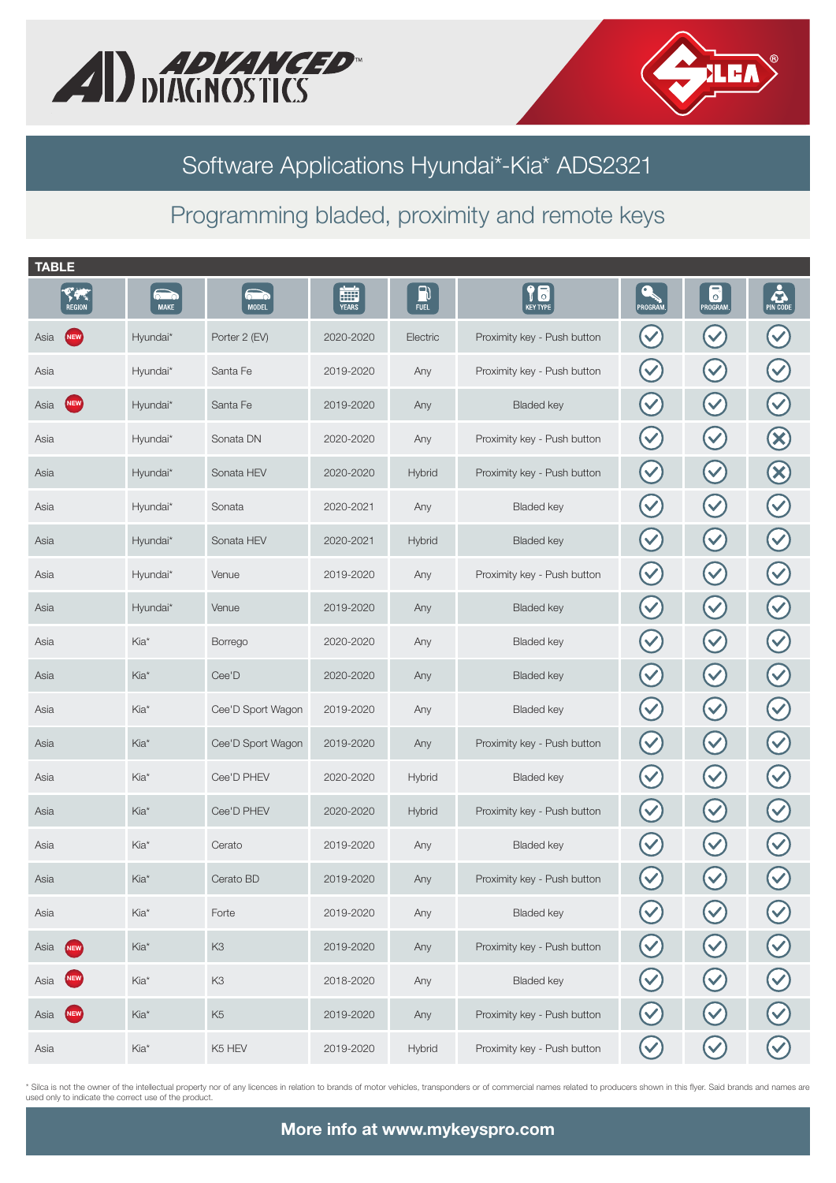# Software Applications Hyundai*-Kia* ADS2321

## Programming bladed, proximity and remote keys

**TABLE**

| REGION | MAKE | MODEL | YEARS | FUEL | KEY TYPE | PROGRAM. | PROGRAM. | PIN CODE |
|---|---|---|---|---|---|---|---|---|
| Asia NEW | Hyundai* | Porter 2 (EV) | 2020-2020 | Electric | Proximity key - Push button | ✓ | ✓ | ✓ |
| Asia | Hyundai* | Santa Fe | 2019-2020 | Any | Proximity key - Push button | ✓ | ✓ | ✓ |
| Asia NEW | Hyundai* | Santa Fe | 2019-2020 | Any | Bladed key | ✓ | ✓ | ✓ |
| Asia | Hyundai* | Sonata DN | 2020-2020 | Any | Proximity key - Push button | ✓ | ✓ | ✗ |
| Asia | Hyundai* | Sonata HEV | 2020-2020 | Hybrid | Proximity key - Push button | ✓ | ✓ | ✗ |
| Asia | Hyundai* | Sonata | 2020-2021 | Any | Bladed key | ✓ | ✓ | ✓ |
| Asia | Hyundai* | Sonata HEV | 2020-2021 | Hybrid | Bladed key | ✓ | ✓ | ✓ |
| Asia | Hyundai* | Venue | 2019-2020 | Any | Proximity key - Push button | ✓ | ✓ | ✓ |
| Asia | Hyundai* | Venue | 2019-2020 | Any | Bladed key | ✓ | ✓ | ✓ |
| Asia | Kia* | Borrego | 2020-2020 | Any | Bladed key | ✓ | ✓ | ✓ |
| Asia | Kia* | Cee'D | 2020-2020 | Any | Bladed key | ✓ | ✓ | ✓ |
| Asia | Kia* | Cee'D Sport Wagon | 2019-2020 | Any | Bladed key | ✓ | ✓ | ✓ |
| Asia | Kia* | Cee'D Sport Wagon | 2019-2020 | Any | Proximity key - Push button | ✓ | ✓ | ✓ |
| Asia | Kia* | Cee'D PHEV | 2020-2020 | Hybrid | Bladed key | ✓ | ✓ | ✓ |
| Asia | Kia* | Cee'D PHEV | 2020-2020 | Hybrid | Proximity key - Push button | ✓ | ✓ | ✓ |
| Asia | Kia* | Cerato | 2019-2020 | Any | Bladed key | ✓ | ✓ | ✓ |
| Asia | Kia* | Cerato BD | 2019-2020 | Any | Proximity key - Push button | ✓ | ✓ | ✓ |
| Asia | Kia* | Forte | 2019-2020 | Any | Bladed key | ✓ | ✓ | ✓ |
| Asia NEW | Kia* | K3 | 2019-2020 | Any | Proximity key - Push button | ✓ | ✓ | ✓ |
| Asia NEW | Kia* | K3 | 2018-2020 | Any | Bladed key | ✓ | ✓ | ✓ |
| Asia NEW | Kia* | K5 | 2019-2020 | Any | Proximity key - Push button | ✓ | ✓ | ✓ |
| Asia | Kia* | K5 HEV | 2019-2020 | Hybrid | Proximity key - Push button | ✓ | ✓ | ✓ |

* Silca is not the owner of the intellectual property nor of any licences in relation to brands of motor vehicles, transponders or of commercial names related to producers shown in this flyer. Said brands and names are used only to indicate the correct use of the product.

**More info at www.mykeyspro.com**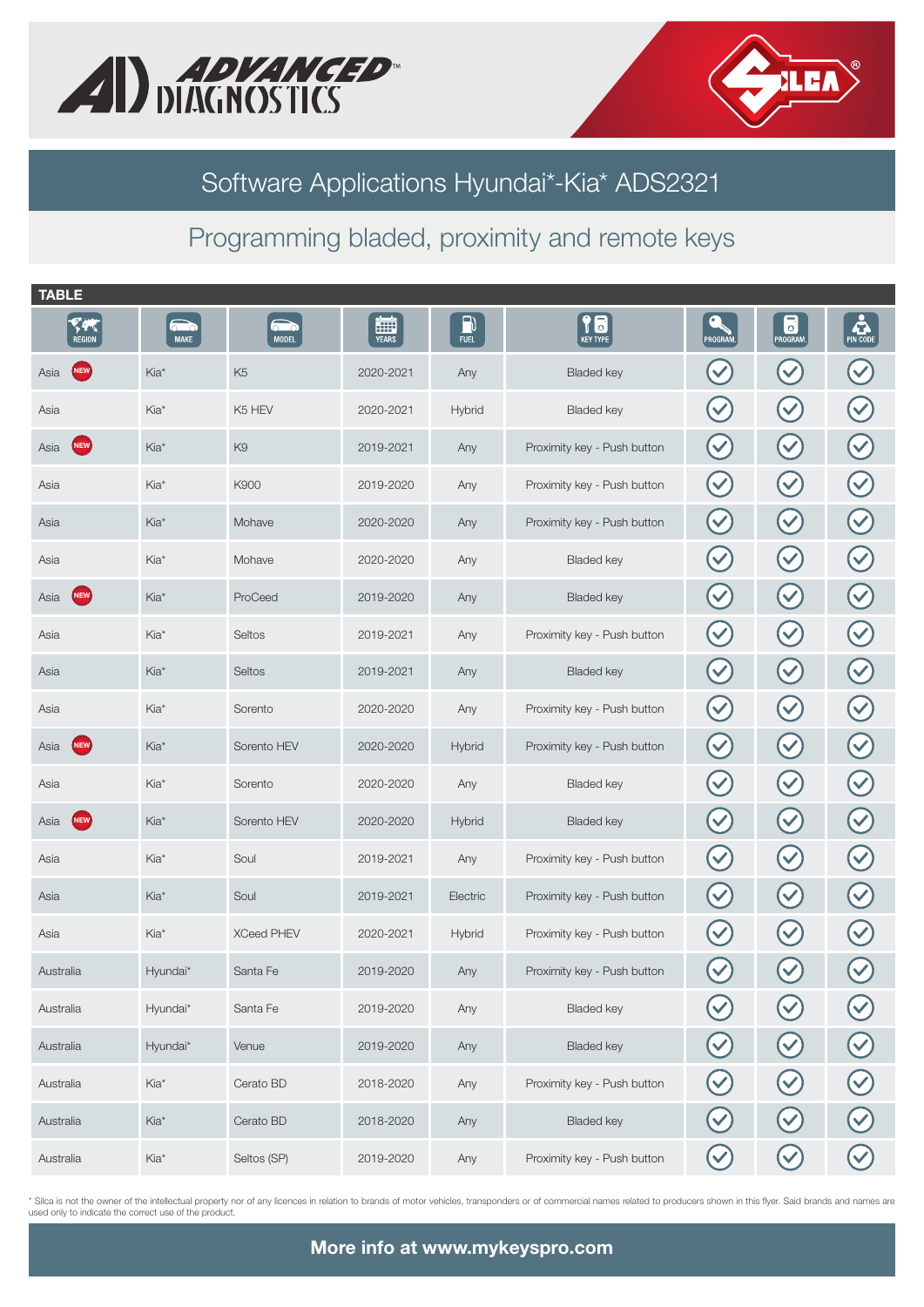# Software Applications Hyundai*-Kia* ADS2321

## Programming bladed, proximity and remote keys

**TABLE**

| REGION | MAKE | MODEL | YEARS | FUEL | KEY TYPE | PROGRAM. | PROGRAM. | PIN CODE |
|---|---|---|---|---|---|---|---|---|
| Asia NEW | Kia* | K5 | 2020-2021 | Any | Bladed key | ✓ | ✓ | ✓ |
| Asia | Kia* | K5 HEV | 2020-2021 | Hybrid | Bladed key | ✓ | ✓ | ✓ |
| Asia NEW | Kia* | K9 | 2019-2021 | Any | Proximity key - Push button | ✓ | ✓ | ✓ |
| Asia | Kia* | K900 | 2019-2020 | Any | Proximity key - Push button | ✓ | ✓ | ✓ |
| Asia | Kia* | Mohave | 2020-2020 | Any | Proximity key - Push button | ✓ | ✓ | ✓ |
| Asia | Kia* | Mohave | 2020-2020 | Any | Bladed key | ✓ | ✓ | ✓ |
| Asia NEW | Kia* | ProCeed | 2019-2020 | Any | Bladed key | ✓ | ✓ | ✓ |
| Asia | Kia* | Seltos | 2019-2021 | Any | Proximity key - Push button | ✓ | ✓ | ✓ |
| Asia | Kia* | Seltos | 2019-2021 | Any | Bladed key | ✓ | ✓ | ✓ |
| Asia | Kia* | Sorento | 2020-2020 | Any | Proximity key - Push button | ✓ | ✓ | ✓ |
| Asia NEW | Kia* | Sorento HEV | 2020-2020 | Hybrid | Proximity key - Push button | ✓ | ✓ | ✓ |
| Asia | Kia* | Sorento | 2020-2020 | Any | Bladed key | ✓ | ✓ | ✓ |
| Asia NEW | Kia* | Sorento HEV | 2020-2020 | Hybrid | Bladed key | ✓ | ✓ | ✓ |
| Asia | Kia* | Soul | 2019-2021 | Any | Proximity key - Push button | ✓ | ✓ | ✓ |
| Asia | Kia* | Soul | 2019-2021 | Electric | Proximity key - Push button | ✓ | ✓ | ✓ |
| Asia | Kia* | XCeed PHEV | 2020-2021 | Hybrid | Proximity key - Push button | ✓ | ✓ | ✓ |
| Australia | Hyundai* | Santa Fe | 2019-2020 | Any | Proximity key - Push button | ✓ | ✓ | ✓ |
| Australia | Hyundai* | Santa Fe | 2019-2020 | Any | Bladed key | ✓ | ✓ | ✓ |
| Australia | Hyundai* | Venue | 2019-2020 | Any | Bladed key | ✓ | ✓ | ✓ |
| Australia | Kia* | Cerato BD | 2018-2020 | Any | Proximity key - Push button | ✓ | ✓ | ✓ |
| Australia | Kia* | Cerato BD | 2018-2020 | Any | Bladed key | ✓ | ✓ | ✓ |
| Australia | Kia* | Seltos (SP) | 2019-2020 | Any | Proximity key - Push button | ✓ | ✓ | ✓ |

* Silca is not the owner of the intellectual property nor of any licences in relation to brands of motor vehicles, transponders or of commercial names related to producers shown in this flyer. Said brands and names are used only to indicate the correct use of the product.

**More info at www.mykeyspro.com**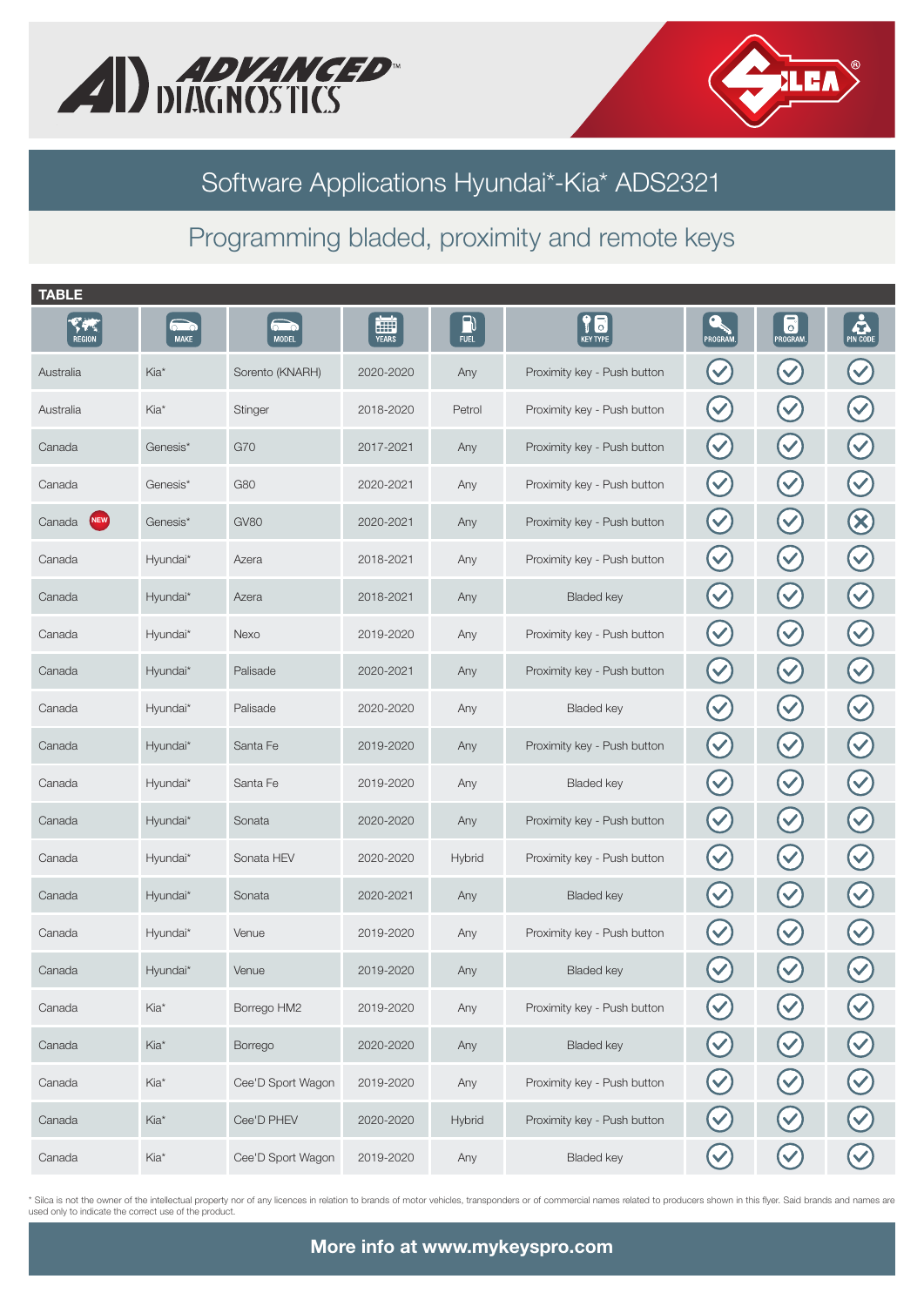# Software Applications Hyundai*-Kia* ADS2321

## Programming bladed, proximity and remote keys

**TABLE**

| REGION | MAKE | MODEL | YEARS | FUEL | KEY TYPE | PROGRAM. | PROGRAM. | PIN CODE |
|---|---|---|---|---|---|---|---|---|
| Australia | Kia* | Sorento (KNARH) | 2020-2020 | Any | Proximity key - Push button | ✓ | ✓ | ✓ |
| Australia | Kia* | Stinger | 2018-2020 | Petrol | Proximity key - Push button | ✓ | ✓ | ✓ |
| Canada | Genesis* | G70 | 2017-2021 | Any | Proximity key - Push button | ✓ | ✓ | ✓ |
| Canada | Genesis* | G80 | 2020-2021 | Any | Proximity key - Push button | ✓ | ✓ | ✓ |
| Canada NEW | Genesis* | GV80 | 2020-2021 | Any | Proximity key - Push button | ✓ | ✓ | ✗ |
| Canada | Hyundai* | Azera | 2018-2021 | Any | Proximity key - Push button | ✓ | ✓ | ✓ |
| Canada | Hyundai* | Azera | 2018-2021 | Any | Bladed key | ✓ | ✓ | ✓ |
| Canada | Hyundai* | Nexo | 2019-2020 | Any | Proximity key - Push button | ✓ | ✓ | ✓ |
| Canada | Hyundai* | Palisade | 2020-2021 | Any | Proximity key - Push button | ✓ | ✓ | ✓ |
| Canada | Hyundai* | Palisade | 2020-2020 | Any | Bladed key | ✓ | ✓ | ✓ |
| Canada | Hyundai* | Santa Fe | 2019-2020 | Any | Proximity key - Push button | ✓ | ✓ | ✓ |
| Canada | Hyundai* | Santa Fe | 2019-2020 | Any | Bladed key | ✓ | ✓ | ✓ |
| Canada | Hyundai* | Sonata | 2020-2020 | Any | Proximity key - Push button | ✓ | ✓ | ✓ |
| Canada | Hyundai* | Sonata HEV | 2020-2020 | Hybrid | Proximity key - Push button | ✓ | ✓ | ✓ |
| Canada | Hyundai* | Sonata | 2020-2021 | Any | Bladed key | ✓ | ✓ | ✓ |
| Canada | Hyundai* | Venue | 2019-2020 | Any | Proximity key - Push button | ✓ | ✓ | ✓ |
| Canada | Hyundai* | Venue | 2019-2020 | Any | Bladed key | ✓ | ✓ | ✓ |
| Canada | Kia* | Borrego HM2 | 2019-2020 | Any | Proximity key - Push button | ✓ | ✓ | ✓ |
| Canada | Kia* | Borrego | 2020-2020 | Any | Bladed key | ✓ | ✓ | ✓ |
| Canada | Kia* | Cee'D Sport Wagon | 2019-2020 | Any | Proximity key - Push button | ✓ | ✓ | ✓ |
| Canada | Kia* | Cee'D PHEV | 2020-2020 | Hybrid | Proximity key - Push button | ✓ | ✓ | ✓ |
| Canada | Kia* | Cee'D Sport Wagon | 2019-2020 | Any | Bladed key | ✓ | ✓ | ✓ |

* Silca is not the owner of the intellectual property nor of any licences in relation to brands of motor vehicles, transponders or of commercial names related to producers shown in this flyer. Said brands and names are used only to indicate the correct use of the product.

**More info at www.mykeyspro.com**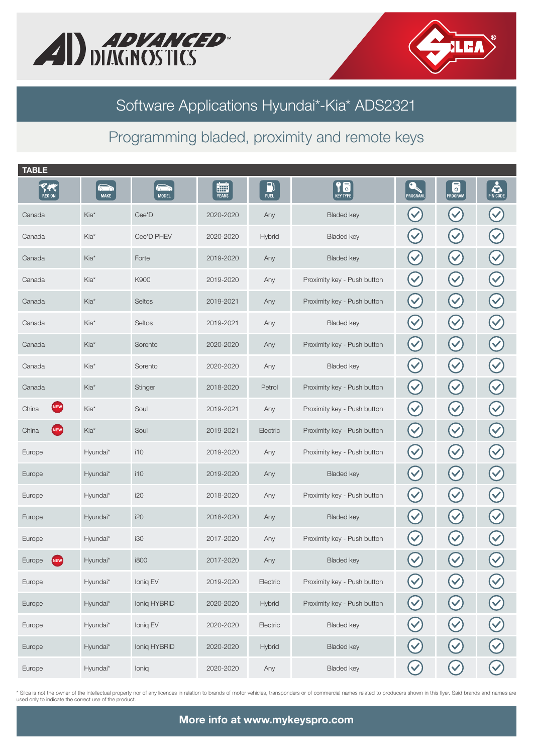# Software Applications Hyundai*-Kia* ADS2321

## Programming bladed, proximity and remote keys

**TABLE**

| REGION | MAKE | MODEL | YEARS | FUEL | KEY TYPE | PROGRAM. | PROGRAM. | PIN CODE |
|---|---|---|---|---|---|---|---|---|
| Canada | Kia* | Cee'D | 2020-2020 | Any | Bladed key | ✓ | ✓ | ✓ |
| Canada | Kia* | Cee'D PHEV | 2020-2020 | Hybrid | Bladed key | ✓ | ✓ | ✓ |
| Canada | Kia* | Forte | 2019-2020 | Any | Bladed key | ✓ | ✓ | ✓ |
| Canada | Kia* | K900 | 2019-2020 | Any | Proximity key - Push button | ✓ | ✓ | ✓ |
| Canada | Kia* | Seltos | 2019-2021 | Any | Proximity key - Push button | ✓ | ✓ | ✓ |
| Canada | Kia* | Seltos | 2019-2021 | Any | Bladed key | ✓ | ✓ | ✓ |
| Canada | Kia* | Sorento | 2020-2020 | Any | Proximity key - Push button | ✓ | ✓ | ✓ |
| Canada | Kia* | Sorento | 2020-2020 | Any | Bladed key | ✓ | ✓ | ✓ |
| Canada | Kia* | Stinger | 2018-2020 | Petrol | Proximity key - Push button | ✓ | ✓ | ✓ |
| China NEW | Kia* | Soul | 2019-2021 | Any | Proximity key - Push button | ✓ | ✓ | ✓ |
| China NEW | Kia* | Soul | 2019-2021 | Electric | Proximity key - Push button | ✓ | ✓ | ✓ |
| Europe | Hyundai* | i10 | 2019-2020 | Any | Proximity key - Push button | ✓ | ✓ | ✓ |
| Europe | Hyundai* | i10 | 2019-2020 | Any | Bladed key | ✓ | ✓ | ✓ |
| Europe | Hyundai* | i20 | 2018-2020 | Any | Proximity key - Push button | ✓ | ✓ | ✓ |
| Europe | Hyundai* | i20 | 2018-2020 | Any | Bladed key | ✓ | ✓ | ✓ |
| Europe | Hyundai* | i30 | 2017-2020 | Any | Proximity key - Push button | ✓ | ✓ | ✓ |
| Europe NEW | Hyundai* | i800 | 2017-2020 | Any | Bladed key | ✓ | ✓ | ✓ |
| Europe | Hyundai* | Ioniq EV | 2019-2020 | Electric | Proximity key - Push button | ✓ | ✓ | ✓ |
| Europe | Hyundai* | Ioniq HYBRID | 2020-2020 | Hybrid | Proximity key - Push button | ✓ | ✓ | ✓ |
| Europe | Hyundai* | Ioniq EV | 2020-2020 | Electric | Bladed key | ✓ | ✓ | ✓ |
| Europe | Hyundai* | Ioniq HYBRID | 2020-2020 | Hybrid | Bladed key | ✓ | ✓ | ✓ |
| Europe | Hyundai* | Ioniq | 2020-2020 | Any | Bladed key | ✓ | ✓ | ✓ |

* Silca is not the owner of the intellectual property nor of any licences in relation to brands of motor vehicles, transponders or of commercial names related to producers shown in this flyer. Said brands and names are used only to indicate the correct use of the product.

**More info at www.mykeyspro.com**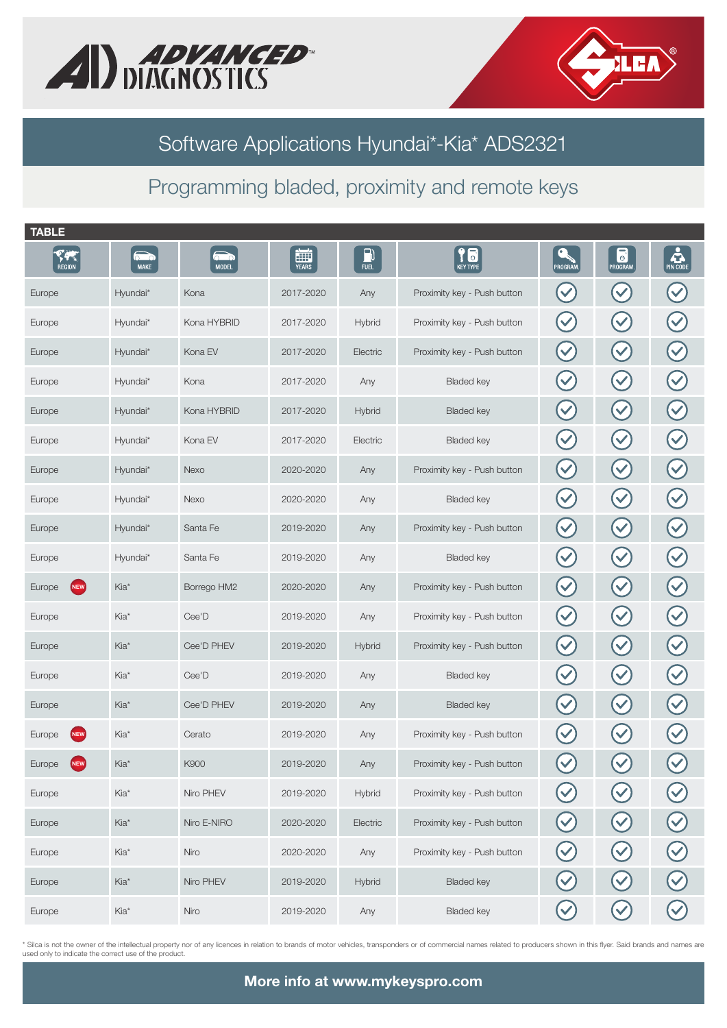# Software Applications Hyundai*-Kia* ADS2321

## Programming bladed, proximity and remote keys

**TABLE**

| REGION | MAKE | MODEL | YEARS | FUEL | KEY TYPE | PROGRAM. | PROGRAM. | PIN CODE |
|---|---|---|---|---|---|---|---|---|
| Europe | Hyundai* | Kona | 2017-2020 | Any | Proximity key - Push button | ✓ | ✓ | ✓ |
| Europe | Hyundai* | Kona HYBRID | 2017-2020 | Hybrid | Proximity key - Push button | ✓ | ✓ | ✓ |
| Europe | Hyundai* | Kona EV | 2017-2020 | Electric | Proximity key - Push button | ✓ | ✓ | ✓ |
| Europe | Hyundai* | Kona | 2017-2020 | Any | Bladed key | ✓ | ✓ | ✓ |
| Europe | Hyundai* | Kona HYBRID | 2017-2020 | Hybrid | Bladed key | ✓ | ✓ | ✓ |
| Europe | Hyundai* | Kona EV | 2017-2020 | Electric | Bladed key | ✓ | ✓ | ✓ |
| Europe | Hyundai* | Nexo | 2020-2020 | Any | Proximity key - Push button | ✓ | ✓ | ✓ |
| Europe | Hyundai* | Nexo | 2020-2020 | Any | Bladed key | ✓ | ✓ | ✓ |
| Europe | Hyundai* | Santa Fe | 2019-2020 | Any | Proximity key - Push button | ✓ | ✓ | ✓ |
| Europe | Hyundai* | Santa Fe | 2019-2020 | Any | Bladed key | ✓ | ✓ | ✓ |
| Europe NEW | Kia* | Borrego HM2 | 2020-2020 | Any | Proximity key - Push button | ✓ | ✓ | ✓ |
| Europe | Kia* | Cee'D | 2019-2020 | Any | Proximity key - Push button | ✓ | ✓ | ✓ |
| Europe | Kia* | Cee'D PHEV | 2019-2020 | Hybrid | Proximity key - Push button | ✓ | ✓ | ✓ |
| Europe | Kia* | Cee'D | 2019-2020 | Any | Bladed key | ✓ | ✓ | ✓ |
| Europe | Kia* | Cee'D PHEV | 2019-2020 | Any | Bladed key | ✓ | ✓ | ✓ |
| Europe NEW | Kia* | Cerato | 2019-2020 | Any | Proximity key - Push button | ✓ | ✓ | ✓ |
| Europe NEW | Kia* | K900 | 2019-2020 | Any | Proximity key - Push button | ✓ | ✓ | ✓ |
| Europe | Kia* | Niro PHEV | 2019-2020 | Hybrid | Proximity key - Push button | ✓ | ✓ | ✓ |
| Europe | Kia* | Niro E-NIRO | 2020-2020 | Electric | Proximity key - Push button | ✓ | ✓ | ✓ |
| Europe | Kia* | Niro | 2020-2020 | Any | Proximity key - Push button | ✓ | ✓ | ✓ |
| Europe | Kia* | Niro PHEV | 2019-2020 | Hybrid | Bladed key | ✓ | ✓ | ✓ |
| Europe | Kia* | Niro | 2019-2020 | Any | Bladed key | ✓ | ✓ | ✓ |

* Silca is not the owner of the intellectual property nor of any licences in relation to brands of motor vehicles, transponders or of commercial names related to producers shown in this flyer. Said brands and names are used only to indicate the correct use of the product.

**More info at www.mykeyspro.com**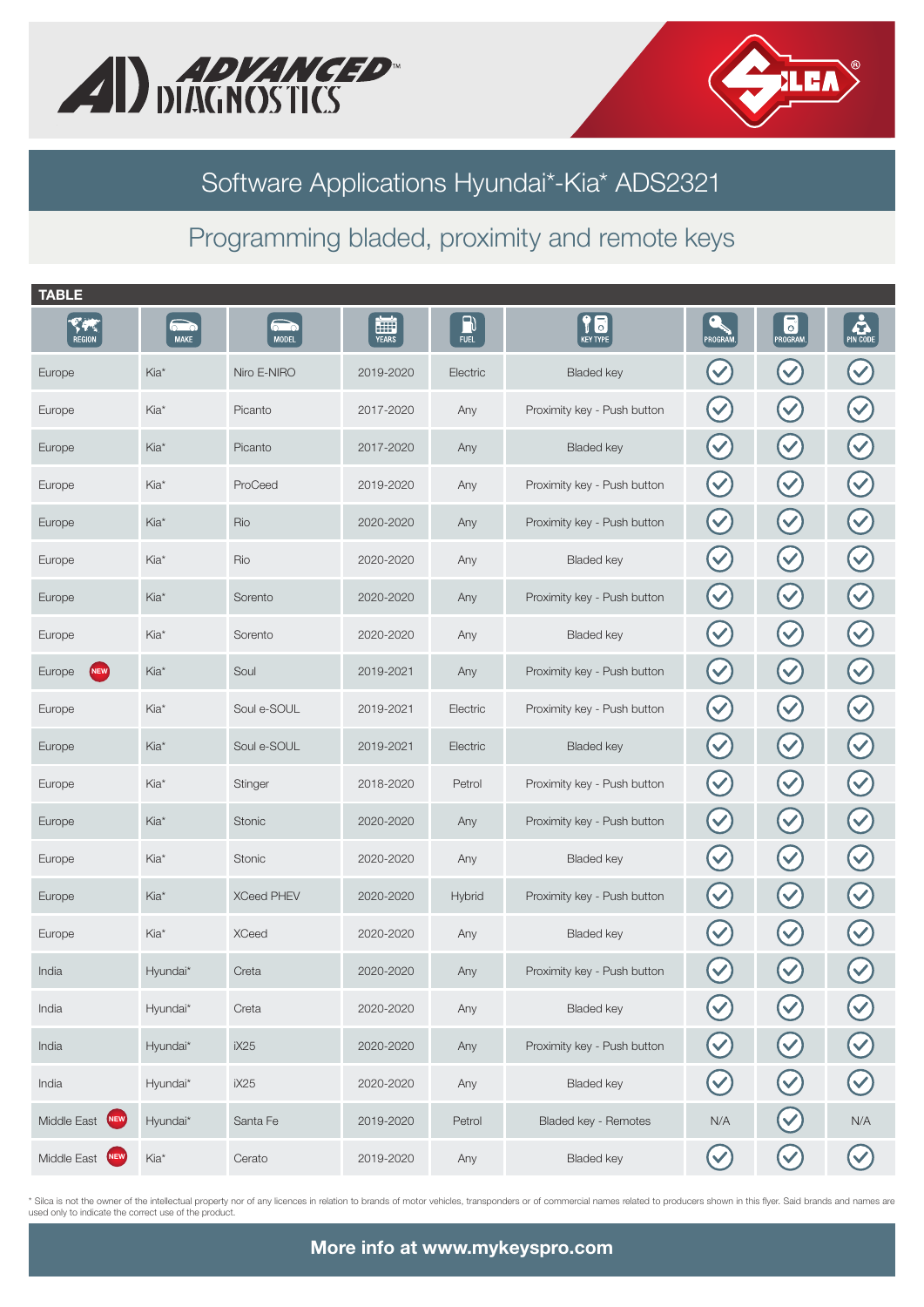## Software Applications Hyundai*-Kia* ADS2321

### Programming bladed, proximity and remote keys

**TABLE**

| REGION | MAKE | MODEL | YEARS | FUEL | KEY TYPE | PROGRAM. | PROGRAM. | PIN CODE |
|---|---|---|---|---|---|---|---|---|
| Europe | Kia* | Niro E-NIRO | 2019-2020 | Electric | Bladed key | ✓ | ✓ | ✓ |
| Europe | Kia* | Picanto | 2017-2020 | Any | Proximity key - Push button | ✓ | ✓ | ✓ |
| Europe | Kia* | Picanto | 2017-2020 | Any | Bladed key | ✓ | ✓ | ✓ |
| Europe | Kia* | ProCeed | 2019-2020 | Any | Proximity key - Push button | ✓ | ✓ | ✓ |
| Europe | Kia* | Rio | 2020-2020 | Any | Proximity key - Push button | ✓ | ✓ | ✓ |
| Europe | Kia* | Rio | 2020-2020 | Any | Bladed key | ✓ | ✓ | ✓ |
| Europe | Kia* | Sorento | 2020-2020 | Any | Proximity key - Push button | ✓ | ✓ | ✓ |
| Europe | Kia* | Sorento | 2020-2020 | Any | Bladed key | ✓ | ✓ | ✓ |
| Europe NEW | Kia* | Soul | 2019-2021 | Any | Proximity key - Push button | ✓ | ✓ | ✓ |
| Europe | Kia* | Soul e-SOUL | 2019-2021 | Electric | Proximity key - Push button | ✓ | ✓ | ✓ |
| Europe | Kia* | Soul e-SOUL | 2019-2021 | Electric | Bladed key | ✓ | ✓ | ✓ |
| Europe | Kia* | Stinger | 2018-2020 | Petrol | Proximity key - Push button | ✓ | ✓ | ✓ |
| Europe | Kia* | Stonic | 2020-2020 | Any | Proximity key - Push button | ✓ | ✓ | ✓ |
| Europe | Kia* | Stonic | 2020-2020 | Any | Bladed key | ✓ | ✓ | ✓ |
| Europe | Kia* | XCeed PHEV | 2020-2020 | Hybrid | Proximity key - Push button | ✓ | ✓ | ✓ |
| Europe | Kia* | XCeed | 2020-2020 | Any | Bladed key | ✓ | ✓ | ✓ |
| India | Hyundai* | Creta | 2020-2020 | Any | Proximity key - Push button | ✓ | ✓ | ✓ |
| India | Hyundai* | Creta | 2020-2020 | Any | Bladed key | ✓ | ✓ | ✓ |
| India | Hyundai* | iX25 | 2020-2020 | Any | Proximity key - Push button | ✓ | ✓ | ✓ |
| India | Hyundai* | iX25 | 2020-2020 | Any | Bladed key | ✓ | ✓ | ✓ |
| Middle East NEW | Hyundai* | Santa Fe | 2019-2020 | Petrol | Bladed key - Remotes | N/A | ✓ | N/A |
| Middle East NEW | Kia* | Cerato | 2019-2020 | Any | Bladed key | ✓ | ✓ | ✓ |

* Silca is not the owner of the intellectual property nor of any licences in relation to brands of motor vehicles, transponders or of commercial names related to producers shown in this flyer. Said brands and names are used only to indicate the correct use of the product.

**More info at www.mykeyspro.com**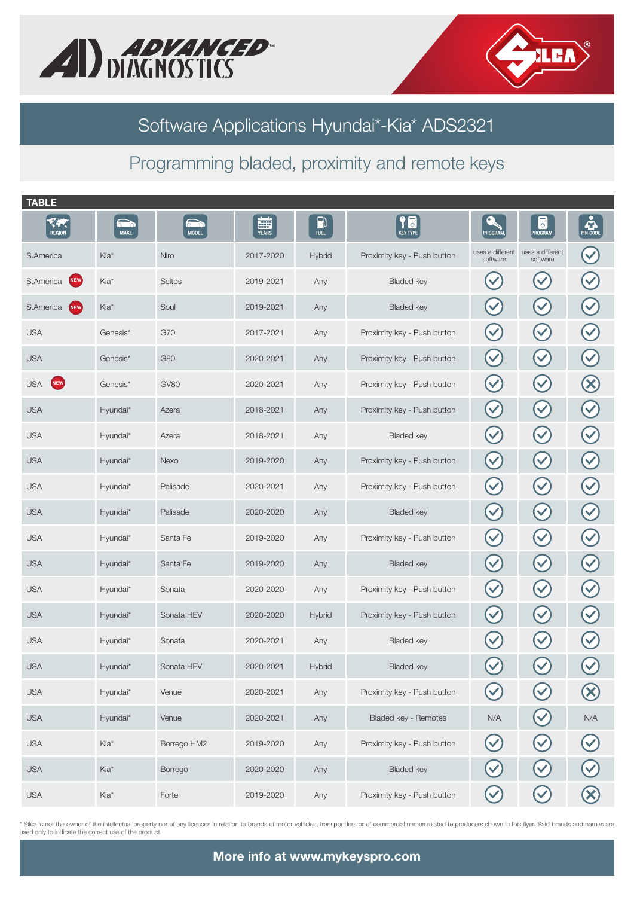# Software Applications Hyundai*-Kia* ADS2321

## Programming bladed, proximity and remote keys

**TABLE**

| REGION | MAKE | MODEL | YEARS | FUEL | KEY TYPE | PROGRAM. | PROGRAM. | PIN CODE |
|---|---|---|---|---|---|---|---|---|
| S.America | Kia* | Niro | 2017-2020 | Hybrid | Proximity key - Push button | uses a different software | uses a different software | ✓ |
| S.America NEW | Kia* | Seltos | 2019-2021 | Any | Bladed key | ✓ | ✓ | ✓ |
| S.America NEW | Kia* | Soul | 2019-2021 | Any | Bladed key | ✓ | ✓ | ✓ |
| USA | Genesis* | G70 | 2017-2021 | Any | Proximity key - Push button | ✓ | ✓ | ✓ |
| USA | Genesis* | G80 | 2020-2021 | Any | Proximity key - Push button | ✓ | ✓ | ✓ |
| USA NEW | Genesis* | GV80 | 2020-2021 | Any | Proximity key - Push button | ✓ | ✓ | ✗ |
| USA | Hyundai* | Azera | 2018-2021 | Any | Proximity key - Push button | ✓ | ✓ | ✓ |
| USA | Hyundai* | Azera | 2018-2021 | Any | Bladed key | ✓ | ✓ | ✓ |
| USA | Hyundai* | Nexo | 2019-2020 | Any | Proximity key - Push button | ✓ | ✓ | ✓ |
| USA | Hyundai* | Palisade | 2020-2021 | Any | Proximity key - Push button | ✓ | ✓ | ✓ |
| USA | Hyundai* | Palisade | 2020-2020 | Any | Bladed key | ✓ | ✓ | ✓ |
| USA | Hyundai* | Santa Fe | 2019-2020 | Any | Proximity key - Push button | ✓ | ✓ | ✓ |
| USA | Hyundai* | Santa Fe | 2019-2020 | Any | Bladed key | ✓ | ✓ | ✓ |
| USA | Hyundai* | Sonata | 2020-2020 | Any | Proximity key - Push button | ✓ | ✓ | ✓ |
| USA | Hyundai* | Sonata HEV | 2020-2020 | Hybrid | Proximity key - Push button | ✓ | ✓ | ✓ |
| USA | Hyundai* | Sonata | 2020-2021 | Any | Bladed key | ✓ | ✓ | ✓ |
| USA | Hyundai* | Sonata HEV | 2020-2021 | Hybrid | Bladed key | ✓ | ✓ | ✓ |
| USA | Hyundai* | Venue | 2020-2021 | Any | Proximity key - Push button | ✓ | ✓ | ✗ |
| USA | Hyundai* | Venue | 2020-2021 | Any | Bladed key - Remotes | N/A | ✓ | N/A |
| USA | Kia* | Borrego HM2 | 2019-2020 | Any | Proximity key - Push button | ✓ | ✓ | ✓ |
| USA | Kia* | Borrego | 2020-2020 | Any | Bladed key | ✓ | ✓ | ✓ |
| USA | Kia* | Forte | 2019-2020 | Any | Proximity key - Push button | ✓ | ✓ | ✗ |

\* Silca is not the owner of the intellectual property nor of any licences in relation to brands of motor vehicles, transponders or of commercial names related to producers shown in this flyer. Said brands and names are used only to indicate the correct use of the product.

**More info at www.mykeyspro.com**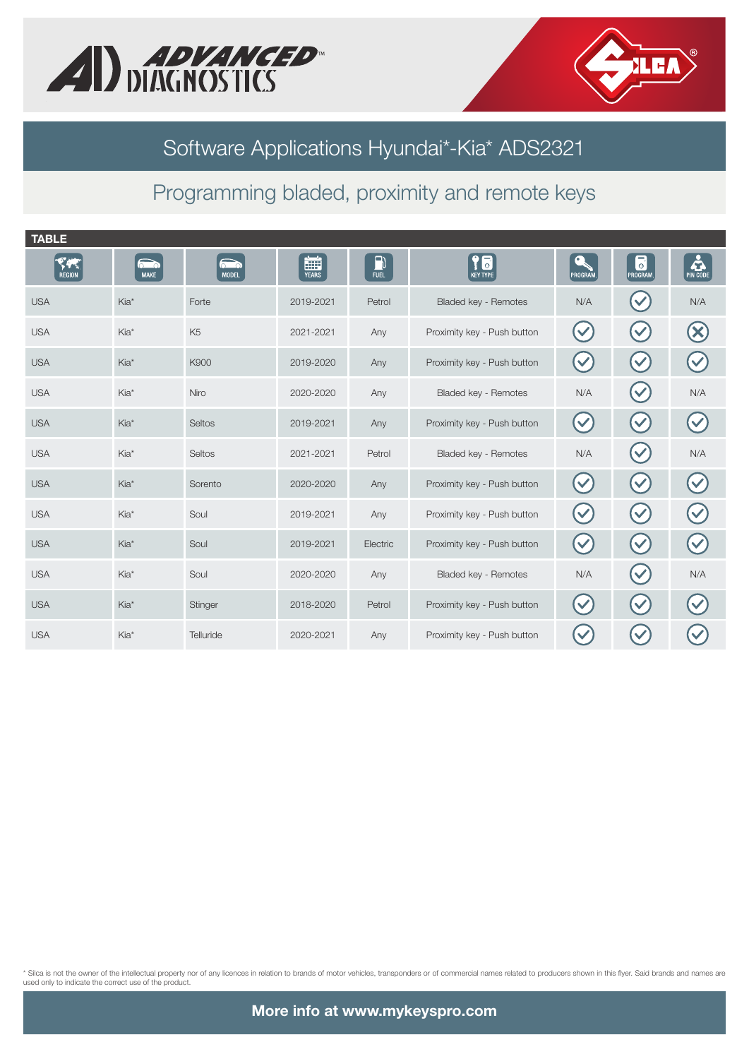# Software Applications Hyundai*-Kia* ADS2321

## Programming bladed, proximity and remote keys

**TABLE**

| REGION | MAKE | MODEL | YEARS | FUEL | KEY TYPE | PROGRAM. | PROGRAM. | PIN CODE |
|---|---|---|---|---|---|---|---|---|
| USA | Kia* | Forte | 2019-2021 | Petrol | Bladed key - Remotes | N/A | ✓ | N/A |
| USA | Kia* | K5 | 2021-2021 | Any | Proximity key - Push button | ✓ | ✓ | ✗ |
| USA | Kia* | K900 | 2019-2020 | Any | Proximity key - Push button | ✓ | ✓ | ✓ |
| USA | Kia* | Niro | 2020-2020 | Any | Bladed key - Remotes | N/A | ✓ | N/A |
| USA | Kia* | Seltos | 2019-2021 | Any | Proximity key - Push button | ✓ | ✓ | ✓ |
| USA | Kia* | Seltos | 2021-2021 | Petrol | Bladed key - Remotes | N/A | ✓ | N/A |
| USA | Kia* | Sorento | 2020-2020 | Any | Proximity key - Push button | ✓ | ✓ | ✓ |
| USA | Kia* | Soul | 2019-2021 | Any | Proximity key - Push button | ✓ | ✓ | ✓ |
| USA | Kia* | Soul | 2019-2021 | Electric | Proximity key - Push button | ✓ | ✓ | ✓ |
| USA | Kia* | Soul | 2020-2020 | Any | Bladed key - Remotes | N/A | ✓ | N/A |
| USA | Kia* | Stinger | 2018-2020 | Petrol | Proximity key - Push button | ✓ | ✓ | ✓ |
| USA | Kia* | Telluride | 2020-2021 | Any | Proximity key - Push button | ✓ | ✓ | ✓ |

* Silca is not the owner of the intellectual property nor of any licences in relation to brands of motor vehicles, transponders or of commercial names related to producers shown in this flyer. Said brands and names are used only to indicate the correct use of the product.

**More info at www.mykeyspro.com**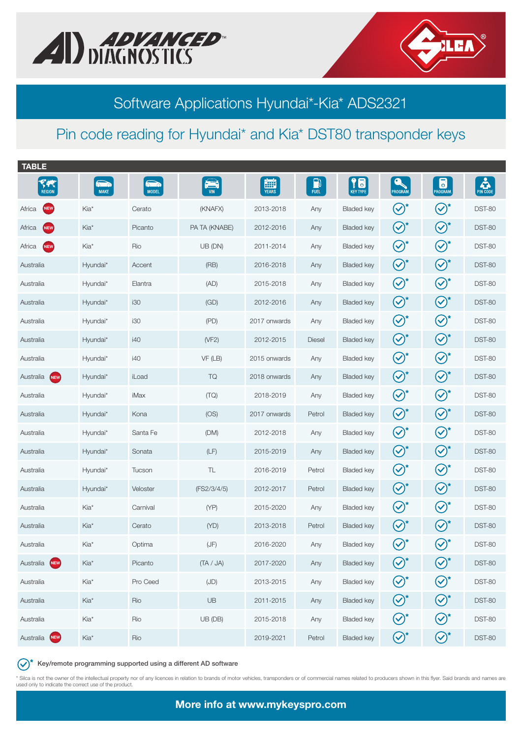# Software Applications Hyundai*-Kia* ADS2321

## Pin code reading for Hyundai* and Kia* DST80 transponder keys

**TABLE**

| REGION | MAKE | MODEL | VIN | YEARS | FUEL | KEY TYPE | PROGRAM. | PROGRAM. | PIN CODE |
|---|---|---|---|---|---|---|---|---|---|
| Africa NEW | Kia* | Cerato | (KNAFX) | 2013-2018 | Any | Bladed key | ✓* | ✓* | DST-80 |
| Africa NEW | Kia* | Picanto | PA TA (KNABE) | 2012-2016 | Any | Bladed key | ✓* | ✓* | DST-80 |
| Africa NEW | Kia* | Rio | UB (DN) | 2011-2014 | Any | Bladed key | ✓* | ✓* | DST-80 |
| Australia | Hyundai* | Accent | (RB) | 2016-2018 | Any | Bladed key | ✓* | ✓* | DST-80 |
| Australia | Hyundai* | Elantra | (AD) | 2015-2018 | Any | Bladed key | ✓* | ✓* | DST-80 |
| Australia | Hyundai* | i30 | (GD) | 2012-2016 | Any | Bladed key | ✓* | ✓* | DST-80 |
| Australia | Hyundai* | i30 | (PD) | 2017 onwards | Any | Bladed key | ✓* | ✓* | DST-80 |
| Australia | Hyundai* | i40 | (VF2) | 2012-2015 | Diesel | Bladed key | ✓* | ✓* | DST-80 |
| Australia | Hyundai* | i40 | VF (LB) | 2015 onwards | Any | Bladed key | ✓* | ✓* | DST-80 |
| Australia NEW | Hyundai* | iLoad | TQ | 2018 onwards | Any | Bladed key | ✓* | ✓* | DST-80 |
| Australia | Hyundai* | iMax | (TQ) | 2018-2019 | Any | Bladed key | ✓* | ✓* | DST-80 |
| Australia | Hyundai* | Kona | (OS) | 2017 onwards | Petrol | Bladed key | ✓* | ✓* | DST-80 |
| Australia | Hyundai* | Santa Fe | (DM) | 2012-2018 | Any | Bladed key | ✓* | ✓* | DST-80 |
| Australia | Hyundai* | Sonata | (LF) | 2015-2019 | Any | Bladed key | ✓* | ✓* | DST-80 |
| Australia | Hyundai* | Tucson | TL | 2016-2019 | Petrol | Bladed key | ✓* | ✓* | DST-80 |
| Australia | Hyundai* | Veloster | (FS2/3/4/5) | 2012-2017 | Petrol | Bladed key | ✓* | ✓* | DST-80 |
| Australia | Kia* | Carnival | (YP) | 2015-2020 | Any | Bladed key | ✓* | ✓* | DST-80 |
| Australia | Kia* | Cerato | (YD) | 2013-2018 | Petrol | Bladed key | ✓* | ✓* | DST-80 |
| Australia | Kia* | Optima | (JF) | 2016-2020 | Any | Bladed key | ✓* | ✓* | DST-80 |
| Australia NEW | Kia* | Picanto | (TA / JA) | 2017-2020 | Any | Bladed key | ✓* | ✓* | DST-80 |
| Australia | Kia* | Pro Ceed | (JD) | 2013-2015 | Any | Bladed key | ✓* | ✓* | DST-80 |
| Australia | Kia* | Rio | UB | 2011-2015 | Any | Bladed key | ✓* | ✓* | DST-80 |
| Australia | Kia* | Rio | UB (DB) | 2015-2018 | Any | Bladed key | ✓* | ✓* | DST-80 |
| Australia NEW | Kia* | Rio | | 2019-2021 | Petrol | Bladed key | ✓* | ✓* | DST-80 |

✓* Key/remote programming supported using a different AD software

\* Silca is not the owner of the intellectual property nor of any licences in relation to brands of motor vehicles, transponders or of commercial names related to producers shown in this flyer. Said brands and names are used only to indicate the correct use of the product.

**More info at www.mykeyspro.com**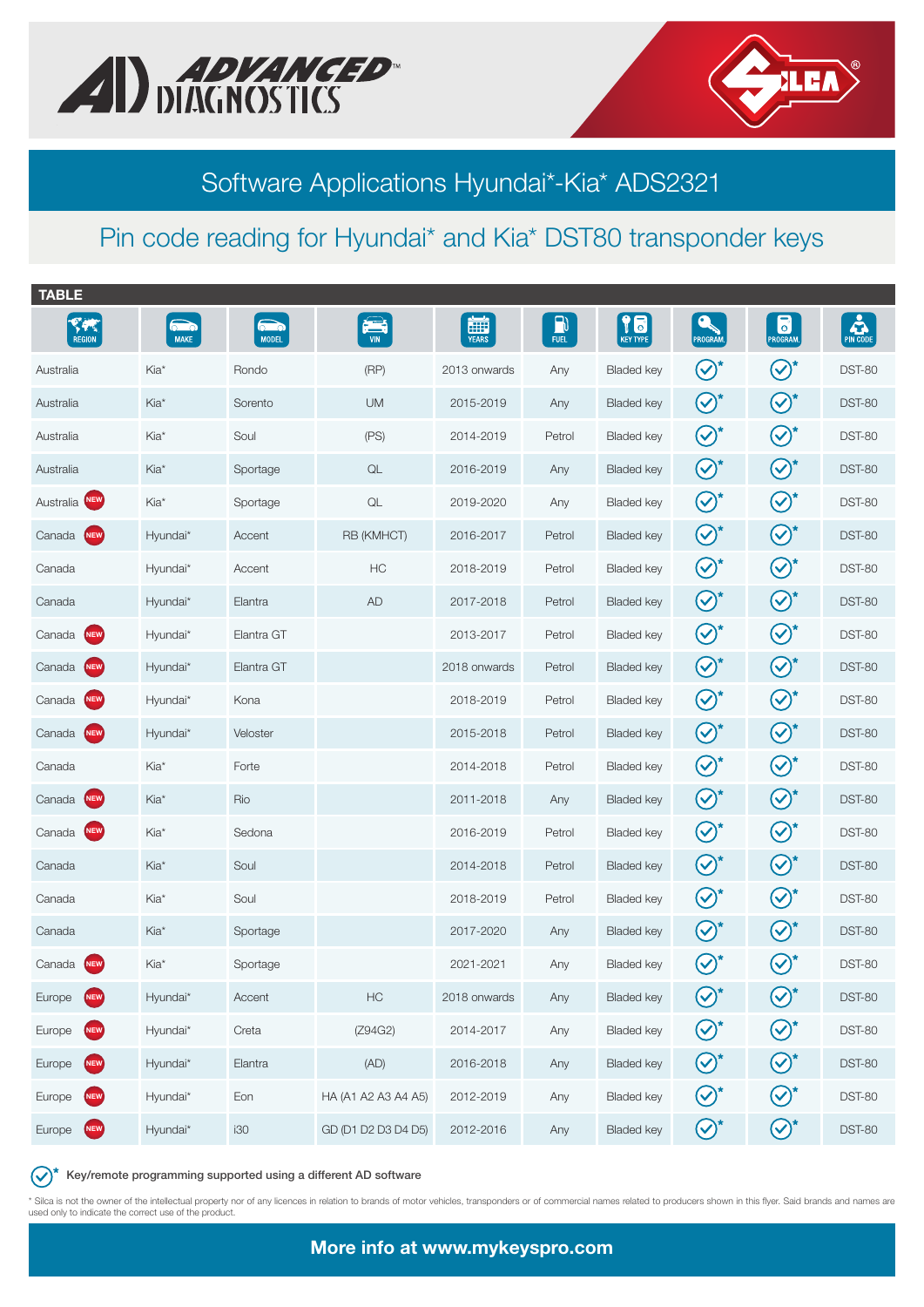# Software Applications Hyundai*-Kia* ADS2321

## Pin code reading for Hyundai* and Kia* DST80 transponder keys

**TABLE**

| REGION | MAKE | MODEL | VIN | YEARS | FUEL | KEY TYPE | PROGRAM. | PROGRAM. | PIN CODE |
|---|---|---|---|---|---|---|---|---|---|
| Australia | Kia* | Rondo | (RP) | 2013 onwards | Any | Bladed key | ✓* | ✓* | DST-80 |
| Australia | Kia* | Sorento | UM | 2015-2019 | Any | Bladed key | ✓* | ✓* | DST-80 |
| Australia | Kia* | Soul | (PS) | 2014-2019 | Petrol | Bladed key | ✓* | ✓* | DST-80 |
| Australia | Kia* | Sportage | QL | 2016-2019 | Any | Bladed key | ✓* | ✓* | DST-80 |
| Australia NEW | Kia* | Sportage | QL | 2019-2020 | Any | Bladed key | ✓* | ✓* | DST-80 |
| Canada NEW | Hyundai* | Accent | RB (KMHCT) | 2016-2017 | Petrol | Bladed key | ✓* | ✓* | DST-80 |
| Canada | Hyundai* | Accent | HC | 2018-2019 | Petrol | Bladed key | ✓* | ✓* | DST-80 |
| Canada | Hyundai* | Elantra | AD | 2017-2018 | Petrol | Bladed key | ✓* | ✓* | DST-80 |
| Canada NEW | Hyundai* | Elantra GT | | 2013-2017 | Petrol | Bladed key | ✓* | ✓* | DST-80 |
| Canada NEW | Hyundai* | Elantra GT | | 2018 onwards | Petrol | Bladed key | ✓* | ✓* | DST-80 |
| Canada NEW | Hyundai* | Kona | | 2018-2019 | Petrol | Bladed key | ✓* | ✓* | DST-80 |
| Canada NEW | Hyundai* | Veloster | | 2015-2018 | Petrol | Bladed key | ✓* | ✓* | DST-80 |
| Canada | Kia* | Forte | | 2014-2018 | Petrol | Bladed key | ✓* | ✓* | DST-80 |
| Canada NEW | Kia* | Rio | | 2011-2018 | Any | Bladed key | ✓* | ✓* | DST-80 |
| Canada NEW | Kia* | Sedona | | 2016-2019 | Petrol | Bladed key | ✓* | ✓* | DST-80 |
| Canada | Kia* | Soul | | 2014-2018 | Petrol | Bladed key | ✓* | ✓* | DST-80 |
| Canada | Kia* | Soul | | 2018-2019 | Petrol | Bladed key | ✓* | ✓* | DST-80 |
| Canada | Kia* | Sportage | | 2017-2020 | Any | Bladed key | ✓* | ✓* | DST-80 |
| Canada NEW | Kia* | Sportage | | 2021-2021 | Any | Bladed key | ✓* | ✓* | DST-80 |
| Europe NEW | Hyundai* | Accent | HC | 2018 onwards | Any | Bladed key | ✓* | ✓* | DST-80 |
| Europe NEW | Hyundai* | Creta | (Z94G2) | 2014-2017 | Any | Bladed key | ✓* | ✓* | DST-80 |
| Europe NEW | Hyundai* | Elantra | (AD) | 2016-2018 | Any | Bladed key | ✓* | ✓* | DST-80 |
| Europe NEW | Hyundai* | Eon | HA (A1 A2 A3 A4 A5) | 2012-2019 | Any | Bladed key | ✓* | ✓* | DST-80 |
| Europe NEW | Hyundai* | i30 | GD (D1 D2 D3 D4 D5) | 2012-2016 | Any | Bladed key | ✓* | ✓* | DST-80 |

✓* Key/remote programming supported using a different AD software

* Silca is not the owner of the intellectual property nor of any licences in relation to brands of motor vehicles, transponders or of commercial names related to producers shown in this flyer. Said brands and names are used only to indicate the correct use of the product.

**More info at www.mykeyspro.com**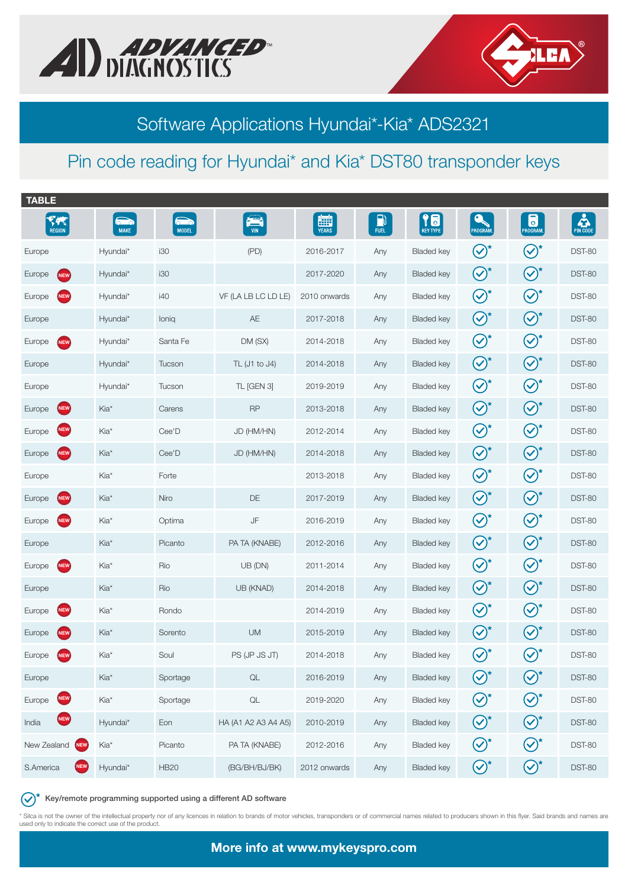# Software Applications Hyundai*-Kia* ADS2321

## Pin code reading for Hyundai* and Kia* DST80 transponder keys

**TABLE**

| REGION | MAKE | MODEL | VIN | YEARS | FUEL | KEY TYPE | PROGRAM. | PROGRAM. | PIN CODE |
|---|---|---|---|---|---|---|---|---|---|
| Europe | Hyundai* | i30 | (PD) | 2016-2017 | Any | Bladed key | ✓* | ✓* | DST-80 |
| Europe NEW | Hyundai* | i30 | | 2017-2020 | Any | Bladed key | ✓* | ✓* | DST-80 |
| Europe NEW | Hyundai* | i40 | VF (LA LB LC LD LE) | 2010 onwards | Any | Bladed key | ✓* | ✓* | DST-80 |
| Europe | Hyundai* | Ioniq | AE | 2017-2018 | Any | Bladed key | ✓* | ✓* | DST-80 |
| Europe NEW | Hyundai* | Santa Fe | DM (SX) | 2014-2018 | Any | Bladed key | ✓* | ✓* | DST-80 |
| Europe | Hyundai* | Tucson | TL (J1 to J4) | 2014-2018 | Any | Bladed key | ✓* | ✓* | DST-80 |
| Europe | Hyundai* | Tucson | TL [GEN 3] | 2019-2019 | Any | Bladed key | ✓* | ✓* | DST-80 |
| Europe NEW | Kia* | Carens | RP | 2013-2018 | Any | Bladed key | ✓* | ✓* | DST-80 |
| Europe NEW | Kia* | Cee'D | JD (HM/HN) | 2012-2014 | Any | Bladed key | ✓* | ✓* | DST-80 |
| Europe NEW | Kia* | Cee'D | JD (HM/HN) | 2014-2018 | Any | Bladed key | ✓* | ✓* | DST-80 |
| Europe | Kia* | Forte | | 2013-2018 | Any | Bladed key | ✓* | ✓* | DST-80 |
| Europe NEW | Kia* | Niro | DE | 2017-2019 | Any | Bladed key | ✓* | ✓* | DST-80 |
| Europe NEW | Kia* | Optima | JF | 2016-2019 | Any | Bladed key | ✓* | ✓* | DST-80 |
| Europe | Kia* | Picanto | PA TA (KNABE) | 2012-2016 | Any | Bladed key | ✓* | ✓* | DST-80 |
| Europe NEW | Kia* | Rio | UB (DN) | 2011-2014 | Any | Bladed key | ✓* | ✓* | DST-80 |
| Europe | Kia* | Rio | UB (KNAD) | 2014-2018 | Any | Bladed key | ✓* | ✓* | DST-80 |
| Europe NEW | Kia* | Rondo | | 2014-2019 | Any | Bladed key | ✓* | ✓* | DST-80 |
| Europe NEW | Kia* | Sorento | UM | 2015-2019 | Any | Bladed key | ✓* | ✓* | DST-80 |
| Europe NEW | Kia* | Soul | PS (JP JS JT) | 2014-2018 | Any | Bladed key | ✓* | ✓* | DST-80 |
| Europe | Kia* | Sportage | QL | 2016-2019 | Any | Bladed key | ✓* | ✓* | DST-80 |
| Europe NEW | Kia* | Sportage | QL | 2019-2020 | Any | Bladed key | ✓* | ✓* | DST-80 |
| India NEW | Hyundai* | Eon | HA (A1 A2 A3 A4 A5) | 2010-2019 | Any | Bladed key | ✓* | ✓* | DST-80 |
| New Zealand NEW | Kia* | Picanto | PA TA (KNABE) | 2012-2016 | Any | Bladed key | ✓* | ✓* | DST-80 |
| S.America NEW | Hyundai* | HB20 | (BG/BH/BJ/BK) | 2012 onwards | Any | Bladed key | ✓* | ✓* | DST-80 |

✓* Key/remote programming supported using a different AD software

\* Silca is not the owner of the intellectual property nor of any licences in relation to brands of motor vehicles, transponders or of commercial names related to producers shown in this flyer. Said brands and names are used only to indicate the correct use of the product.

**More info at www.mykeyspro.com**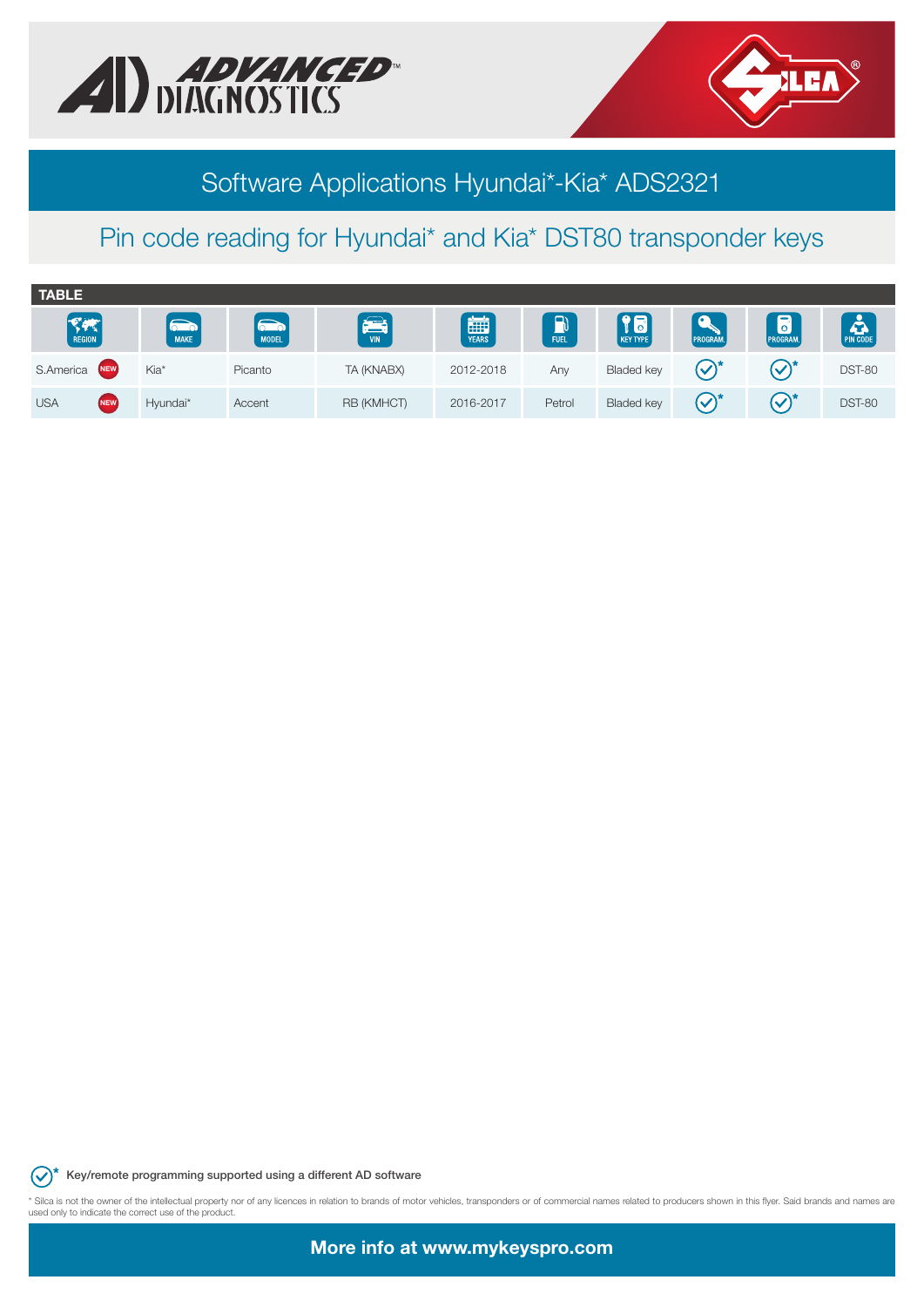# Software Applications Hyundai*-Kia* ADS2321

## Pin code reading for Hyundai* and Kia* DST80 transponder keys

**TABLE**

| REGION | MAKE | MODEL | VIN | YEARS | FUEL | KEY TYPE | PROGRAM. | PROGRAM. | PIN CODE |
|---|---|---|---|---|---|---|---|---|---|
| S.America NEW | Kia* | Picanto | TA (KNABX) | 2012-2018 | Any | Bladed key | ✓* | ✓* | DST-80 |
| USA NEW | Hyundai* | Accent | RB (KMHCT) | 2016-2017 | Petrol | Bladed key | ✓* | ✓* | DST-80 |

✓* Key/remote programming supported using a different AD software

* Silca is not the owner of the intellectual property nor of any licences in relation to brands of motor vehicles, transponders or of commercial names related to producers shown in this flyer. Said brands and names are used only to indicate the correct use of the product.

**More info at www.mykeyspro.com**